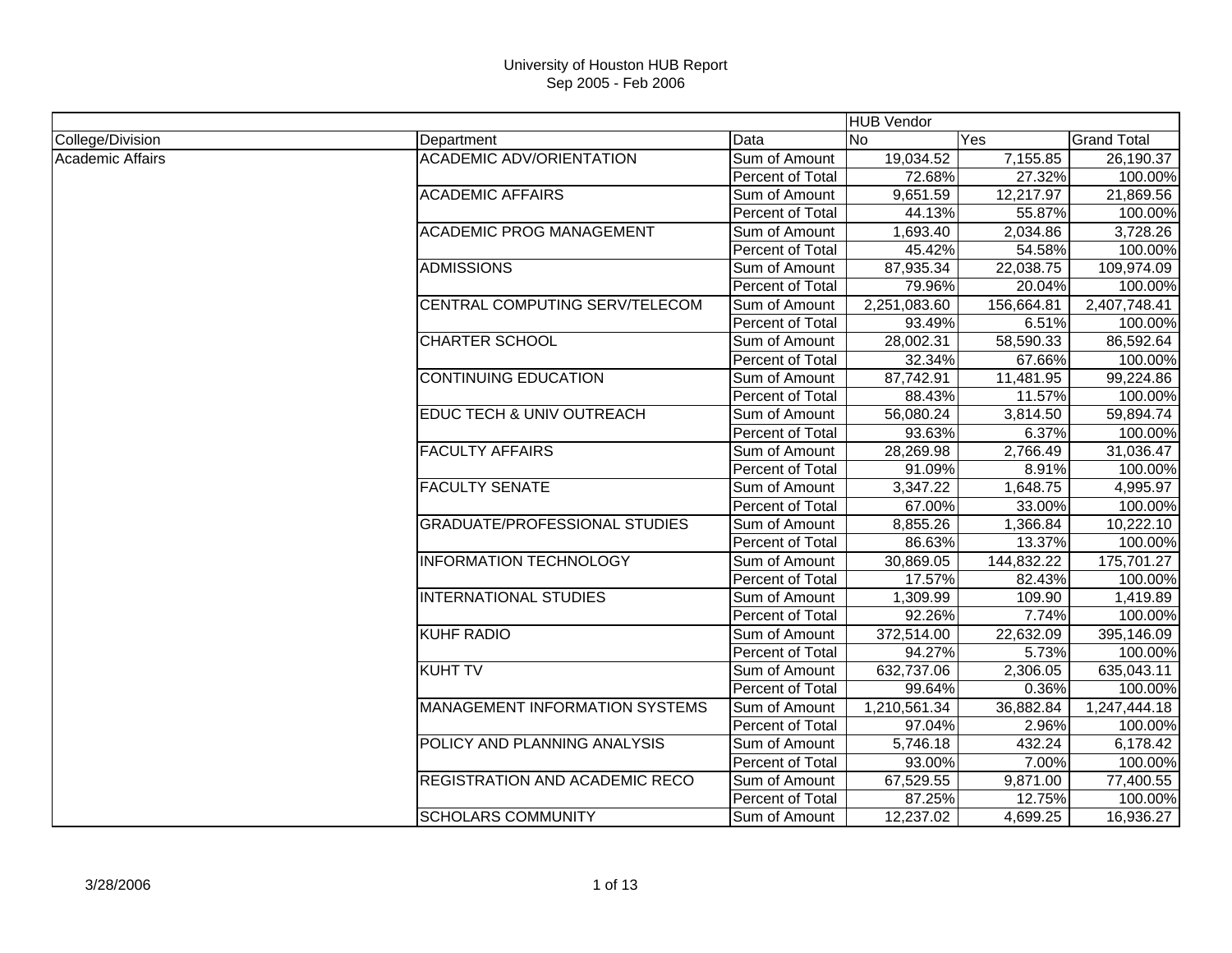# University of Houston HUB Report

Sep 2005 - Feb 2006

| | | | HUB Vendor | | |
|---|---|---|---|---|---|
| College/Division | Department | Data | No | Yes | Grand Total |
| Academic Affairs | ACADEMIC ADV/ORIENTATION | Sum of Amount | 19,034.52 | 7,155.85 | 26,190.37 |
| | | Percent of Total | 72.68% | 27.32% | 100.00% |
| | ACADEMIC AFFAIRS | Sum of Amount | 9,651.59 | 12,217.97 | 21,869.56 |
| | | Percent of Total | 44.13% | 55.87% | 100.00% |
| | ACADEMIC PROG MANAGEMENT | Sum of Amount | 1,693.40 | 2,034.86 | 3,728.26 |
| | | Percent of Total | 45.42% | 54.58% | 100.00% |
| | ADMISSIONS | Sum of Amount | 87,935.34 | 22,038.75 | 109,974.09 |
| | | Percent of Total | 79.96% | 20.04% | 100.00% |
| | CENTRAL COMPUTING SERV/TELECOM | Sum of Amount | 2,251,083.60 | 156,664.81 | 2,407,748.41 |
| | | Percent of Total | 93.49% | 6.51% | 100.00% |
| | CHARTER SCHOOL | Sum of Amount | 28,002.31 | 58,590.33 | 86,592.64 |
| | | Percent of Total | 32.34% | 67.66% | 100.00% |
| | CONTINUING EDUCATION | Sum of Amount | 87,742.91 | 11,481.95 | 99,224.86 |
| | | Percent of Total | 88.43% | 11.57% | 100.00% |
| | EDUC TECH & UNIV OUTREACH | Sum of Amount | 56,080.24 | 3,814.50 | 59,894.74 |
| | | Percent of Total | 93.63% | 6.37% | 100.00% |
| | FACULTY AFFAIRS | Sum of Amount | 28,269.98 | 2,766.49 | 31,036.47 |
| | | Percent of Total | 91.09% | 8.91% | 100.00% |
| | FACULTY SENATE | Sum of Amount | 3,347.22 | 1,648.75 | 4,995.97 |
| | | Percent of Total | 67.00% | 33.00% | 100.00% |
| | GRADUATE/PROFESSIONAL STUDIES | Sum of Amount | 8,855.26 | 1,366.84 | 10,222.10 |
| | | Percent of Total | 86.63% | 13.37% | 100.00% |
| | INFORMATION TECHNOLOGY | Sum of Amount | 30,869.05 | 144,832.22 | 175,701.27 |
| | | Percent of Total | 17.57% | 82.43% | 100.00% |
| | INTERNATIONAL STUDIES | Sum of Amount | 1,309.99 | 109.90 | 1,419.89 |
| | | Percent of Total | 92.26% | 7.74% | 100.00% |
| | KUHF RADIO | Sum of Amount | 372,514.00 | 22,632.09 | 395,146.09 |
| | | Percent of Total | 94.27% | 5.73% | 100.00% |
| | KUHT TV | Sum of Amount | 632,737.06 | 2,306.05 | 635,043.11 |
| | | Percent of Total | 99.64% | 0.36% | 100.00% |
| | MANAGEMENT INFORMATION SYSTEMS | Sum of Amount | 1,210,561.34 | 36,882.84 | 1,247,444.18 |
| | | Percent of Total | 97.04% | 2.96% | 100.00% |
| | POLICY AND PLANNING ANALYSIS | Sum of Amount | 5,746.18 | 432.24 | 6,178.42 |
| | | Percent of Total | 93.00% | 7.00% | 100.00% |
| | REGISTRATION AND ACADEMIC RECO | Sum of Amount | 67,529.55 | 9,871.00 | 77,400.55 |
| | | Percent of Total | 87.25% | 12.75% | 100.00% |
| | SCHOLARS COMMUNITY | Sum of Amount | 12,237.02 | 4,699.25 | 16,936.27 |

3/28/2006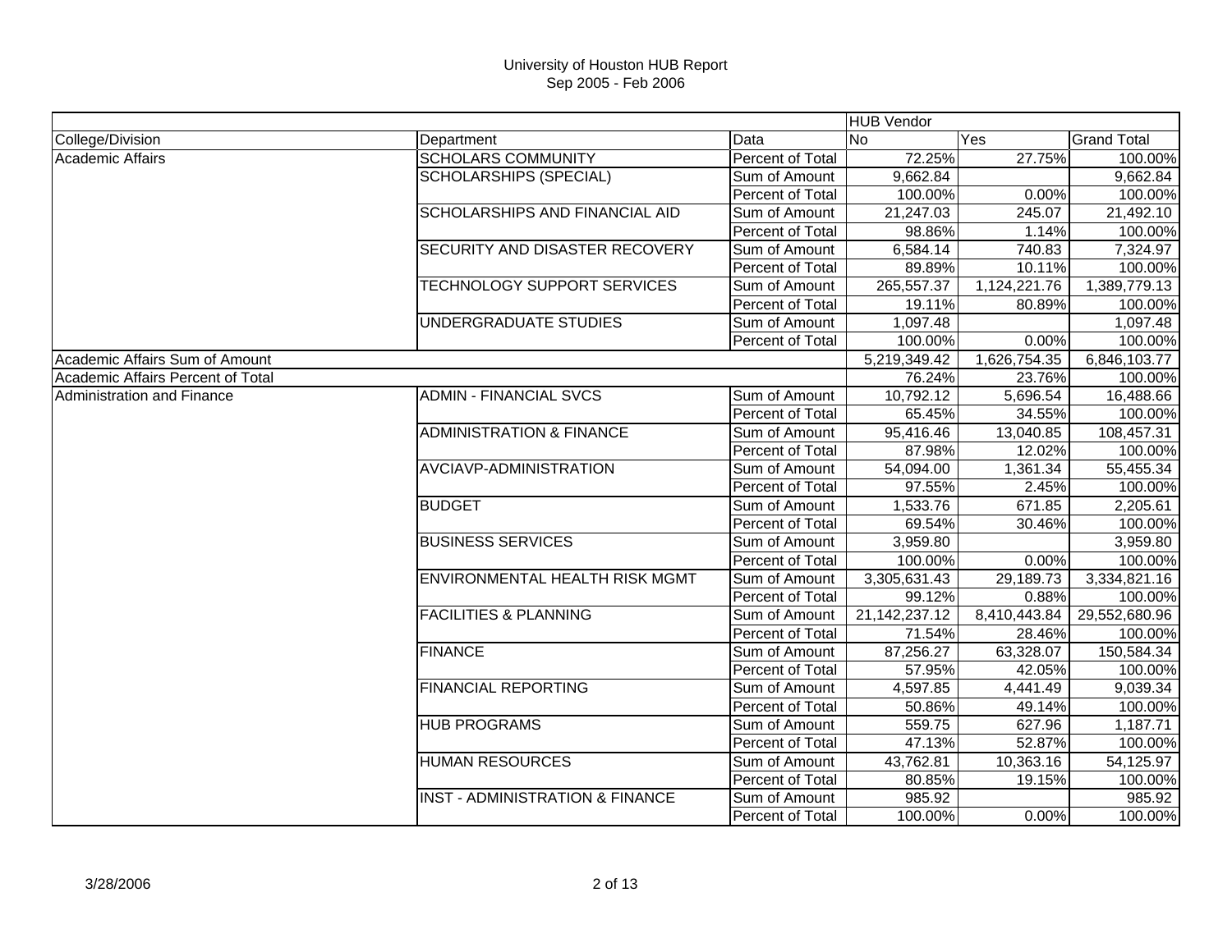University of Houston HUB Report
Sep 2005 - Feb 2006

| | | | HUB Vendor | | |
|---|---|---|---|---|---|
| College/Division | Department | Data | No | Yes | Grand Total |
| Academic Affairs | SCHOLARS COMMUNITY | Percent of Total | 72.25% | 27.75% | 100.00% |
| | SCHOLARSHIPS (SPECIAL) | Sum of Amount | 9,662.84 | | 9,662.84 |
| | | Percent of Total | 100.00% | 0.00% | 100.00% |
| | SCHOLARSHIPS AND FINANCIAL AID | Sum of Amount | 21,247.03 | 245.07 | 21,492.10 |
| | | Percent of Total | 98.86% | 1.14% | 100.00% |
| | SECURITY AND DISASTER RECOVERY | Sum of Amount | 6,584.14 | 740.83 | 7,324.97 |
| | | Percent of Total | 89.89% | 10.11% | 100.00% |
| | TECHNOLOGY SUPPORT SERVICES | Sum of Amount | 265,557.37 | 1,124,221.76 | 1,389,779.13 |
| | | Percent of Total | 19.11% | 80.89% | 100.00% |
| | UNDERGRADUATE STUDIES | Sum of Amount | 1,097.48 | | 1,097.48 |
| | | Percent of Total | 100.00% | 0.00% | 100.00% |
| Academic Affairs Sum of Amount | | | 5,219,349.42 | 1,626,754.35 | 6,846,103.77 |
| Academic Affairs Percent of Total | | | 76.24% | 23.76% | 100.00% |
| Administration and Finance | ADMIN - FINANCIAL SVCS | Sum of Amount | 10,792.12 | 5,696.54 | 16,488.66 |
| | | Percent of Total | 65.45% | 34.55% | 100.00% |
| | ADMINISTRATION & FINANCE | Sum of Amount | 95,416.46 | 13,040.85 | 108,457.31 |
| | | Percent of Total | 87.98% | 12.02% | 100.00% |
| | AVCIAVP-ADMINISTRATION | Sum of Amount | 54,094.00 | 1,361.34 | 55,455.34 |
| | | Percent of Total | 97.55% | 2.45% | 100.00% |
| | BUDGET | Sum of Amount | 1,533.76 | 671.85 | 2,205.61 |
| | | Percent of Total | 69.54% | 30.46% | 100.00% |
| | BUSINESS SERVICES | Sum of Amount | 3,959.80 | | 3,959.80 |
| | | Percent of Total | 100.00% | 0.00% | 100.00% |
| | ENVIRONMENTAL HEALTH RISK MGMT | Sum of Amount | 3,305,631.43 | 29,189.73 | 3,334,821.16 |
| | | Percent of Total | 99.12% | 0.88% | 100.00% |
| | FACILITIES & PLANNING | Sum of Amount | 21,142,237.12 | 8,410,443.84 | 29,552,680.96 |
| | | Percent of Total | 71.54% | 28.46% | 100.00% |
| | FINANCE | Sum of Amount | 87,256.27 | 63,328.07 | 150,584.34 |
| | | Percent of Total | 57.95% | 42.05% | 100.00% |
| | FINANCIAL REPORTING | Sum of Amount | 4,597.85 | 4,441.49 | 9,039.34 |
| | | Percent of Total | 50.86% | 49.14% | 100.00% |
| | HUB PROGRAMS | Sum of Amount | 559.75 | 627.96 | 1,187.71 |
| | | Percent of Total | 47.13% | 52.87% | 100.00% |
| | HUMAN RESOURCES | Sum of Amount | 43,762.81 | 10,363.16 | 54,125.97 |
| | | Percent of Total | 80.85% | 19.15% | 100.00% |
| | INST - ADMINISTRATION & FINANCE | Sum of Amount | 985.92 | | 985.92 |
| | | Percent of Total | 100.00% | 0.00% | 100.00% |

3/28/2006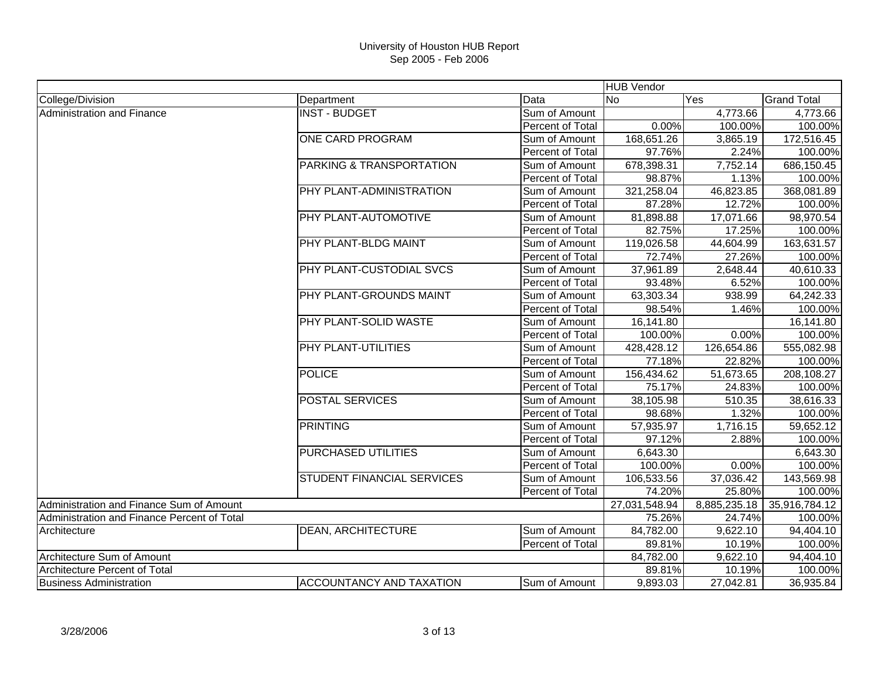University of Houston HUB Report
Sep 2005 - Feb 2006

| | | | HUB Vendor | | |
|---|---|---|---|---|---|
| College/Division | Department | Data | No | Yes | Grand Total |
| Administration and Finance | INST - BUDGET | Sum of Amount | | 4,773.66 | 4,773.66 |
| | | Percent of Total | 0.00% | 100.00% | 100.00% |
| | ONE CARD PROGRAM | Sum of Amount | 168,651.26 | 3,865.19 | 172,516.45 |
| | | Percent of Total | 97.76% | 2.24% | 100.00% |
| | PARKING & TRANSPORTATION | Sum of Amount | 678,398.31 | 7,752.14 | 686,150.45 |
| | | Percent of Total | 98.87% | 1.13% | 100.00% |
| | PHY PLANT-ADMINISTRATION | Sum of Amount | 321,258.04 | 46,823.85 | 368,081.89 |
| | | Percent of Total | 87.28% | 12.72% | 100.00% |
| | PHY PLANT-AUTOMOTIVE | Sum of Amount | 81,898.88 | 17,071.66 | 98,970.54 |
| | | Percent of Total | 82.75% | 17.25% | 100.00% |
| | PHY PLANT-BLDG MAINT | Sum of Amount | 119,026.58 | 44,604.99 | 163,631.57 |
| | | Percent of Total | 72.74% | 27.26% | 100.00% |
| | PHY PLANT-CUSTODIAL SVCS | Sum of Amount | 37,961.89 | 2,648.44 | 40,610.33 |
| | | Percent of Total | 93.48% | 6.52% | 100.00% |
| | PHY PLANT-GROUNDS MAINT | Sum of Amount | 63,303.34 | 938.99 | 64,242.33 |
| | | Percent of Total | 98.54% | 1.46% | 100.00% |
| | PHY PLANT-SOLID WASTE | Sum of Amount | 16,141.80 | | 16,141.80 |
| | | Percent of Total | 100.00% | 0.00% | 100.00% |
| | PHY PLANT-UTILITIES | Sum of Amount | 428,428.12 | 126,654.86 | 555,082.98 |
| | | Percent of Total | 77.18% | 22.82% | 100.00% |
| | POLICE | Sum of Amount | 156,434.62 | 51,673.65 | 208,108.27 |
| | | Percent of Total | 75.17% | 24.83% | 100.00% |
| | POSTAL SERVICES | Sum of Amount | 38,105.98 | 510.35 | 38,616.33 |
| | | Percent of Total | 98.68% | 1.32% | 100.00% |
| | PRINTING | Sum of Amount | 57,935.97 | 1,716.15 | 59,652.12 |
| | | Percent of Total | 97.12% | 2.88% | 100.00% |
| | PURCHASED UTILITIES | Sum of Amount | 6,643.30 | | 6,643.30 |
| | | Percent of Total | 100.00% | 0.00% | 100.00% |
| | STUDENT FINANCIAL SERVICES | Sum of Amount | 106,533.56 | 37,036.42 | 143,569.98 |
| | | Percent of Total | 74.20% | 25.80% | 100.00% |
| Administration and Finance Sum of Amount | | | 27,031,548.94 | 8,885,235.18 | 35,916,784.12 |
| Administration and Finance Percent of Total | | | 75.26% | 24.74% | 100.00% |
| Architecture | DEAN, ARCHITECTURE | Sum of Amount | 84,782.00 | 9,622.10 | 94,404.10 |
| | | Percent of Total | 89.81% | 10.19% | 100.00% |
| Architecture Sum of Amount | | | 84,782.00 | 9,622.10 | 94,404.10 |
| Architecture Percent of Total | | | 89.81% | 10.19% | 100.00% |
| Business Administration | ACCOUNTANCY AND TAXATION | Sum of Amount | 9,893.03 | 27,042.81 | 36,935.84 |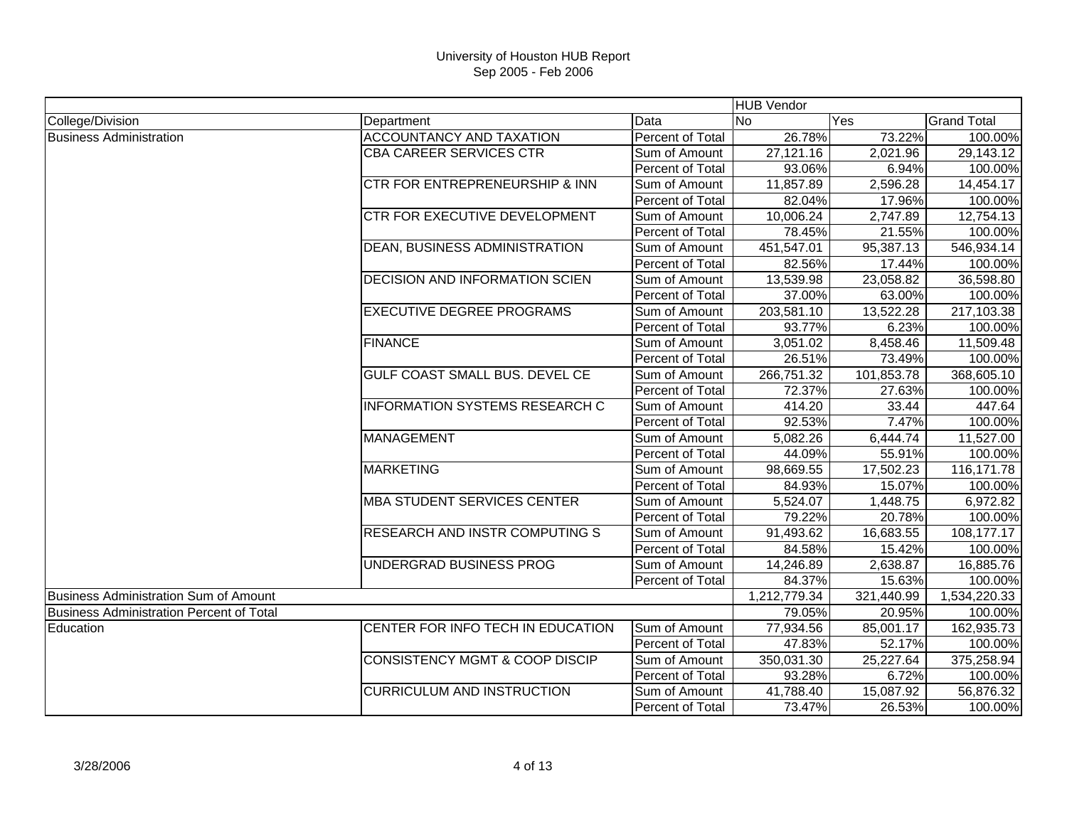# University of Houston HUB Report
## Sep 2005 - Feb 2006

| | | | HUB Vendor | | |
|---|---|---|---|---|---|
| College/Division | Department | Data | No | Yes | Grand Total |
| Business Administration | ACCOUNTANCY AND TAXATION | Percent of Total | 26.78% | 73.22% | 100.00% |
| | CBA CAREER SERVICES CTR | Sum of Amount | 27,121.16 | 2,021.96 | 29,143.12 |
| | | Percent of Total | 93.06% | 6.94% | 100.00% |
| | CTR FOR ENTREPRENEURSHIP & INN | Sum of Amount | 11,857.89 | 2,596.28 | 14,454.17 |
| | | Percent of Total | 82.04% | 17.96% | 100.00% |
| | CTR FOR EXECUTIVE DEVELOPMENT | Sum of Amount | 10,006.24 | 2,747.89 | 12,754.13 |
| | | Percent of Total | 78.45% | 21.55% | 100.00% |
| | DEAN, BUSINESS ADMINISTRATION | Sum of Amount | 451,547.01 | 95,387.13 | 546,934.14 |
| | | Percent of Total | 82.56% | 17.44% | 100.00% |
| | DECISION AND INFORMATION SCIEN | Sum of Amount | 13,539.98 | 23,058.82 | 36,598.80 |
| | | Percent of Total | 37.00% | 63.00% | 100.00% |
| | EXECUTIVE DEGREE PROGRAMS | Sum of Amount | 203,581.10 | 13,522.28 | 217,103.38 |
| | | Percent of Total | 93.77% | 6.23% | 100.00% |
| | FINANCE | Sum of Amount | 3,051.02 | 8,458.46 | 11,509.48 |
| | | Percent of Total | 26.51% | 73.49% | 100.00% |
| | GULF COAST SMALL BUS. DEVEL CE | Sum of Amount | 266,751.32 | 101,853.78 | 368,605.10 |
| | | Percent of Total | 72.37% | 27.63% | 100.00% |
| | INFORMATION SYSTEMS RESEARCH C | Sum of Amount | 414.20 | 33.44 | 447.64 |
| | | Percent of Total | 92.53% | 7.47% | 100.00% |
| | MANAGEMENT | Sum of Amount | 5,082.26 | 6,444.74 | 11,527.00 |
| | | Percent of Total | 44.09% | 55.91% | 100.00% |
| | MARKETING | Sum of Amount | 98,669.55 | 17,502.23 | 116,171.78 |
| | | Percent of Total | 84.93% | 15.07% | 100.00% |
| | MBA STUDENT SERVICES CENTER | Sum of Amount | 5,524.07 | 1,448.75 | 6,972.82 |
| | | Percent of Total | 79.22% | 20.78% | 100.00% |
| | RESEARCH AND INSTR COMPUTING S | Sum of Amount | 91,493.62 | 16,683.55 | 108,177.17 |
| | | Percent of Total | 84.58% | 15.42% | 100.00% |
| | UNDERGRAD BUSINESS PROG | Sum of Amount | 14,246.89 | 2,638.87 | 16,885.76 |
| | | Percent of Total | 84.37% | 15.63% | 100.00% |
| Business Administration Sum of Amount | | | 1,212,779.34 | 321,440.99 | 1,534,220.33 |
| Business Administration Percent of Total | | | 79.05% | 20.95% | 100.00% |
| Education | CENTER FOR INFO TECH IN EDUCATION | Sum of Amount | 77,934.56 | 85,001.17 | 162,935.73 |
| | | Percent of Total | 47.83% | 52.17% | 100.00% |
| | CONSISTENCY MGMT & COOP DISCIP | Sum of Amount | 350,031.30 | 25,227.64 | 375,258.94 |
| | | Percent of Total | 93.28% | 6.72% | 100.00% |
| | CURRICULUM AND INSTRUCTION | Sum of Amount | 41,788.40 | 15,087.92 | 56,876.32 |
| | | Percent of Total | 73.47% | 26.53% | 100.00% |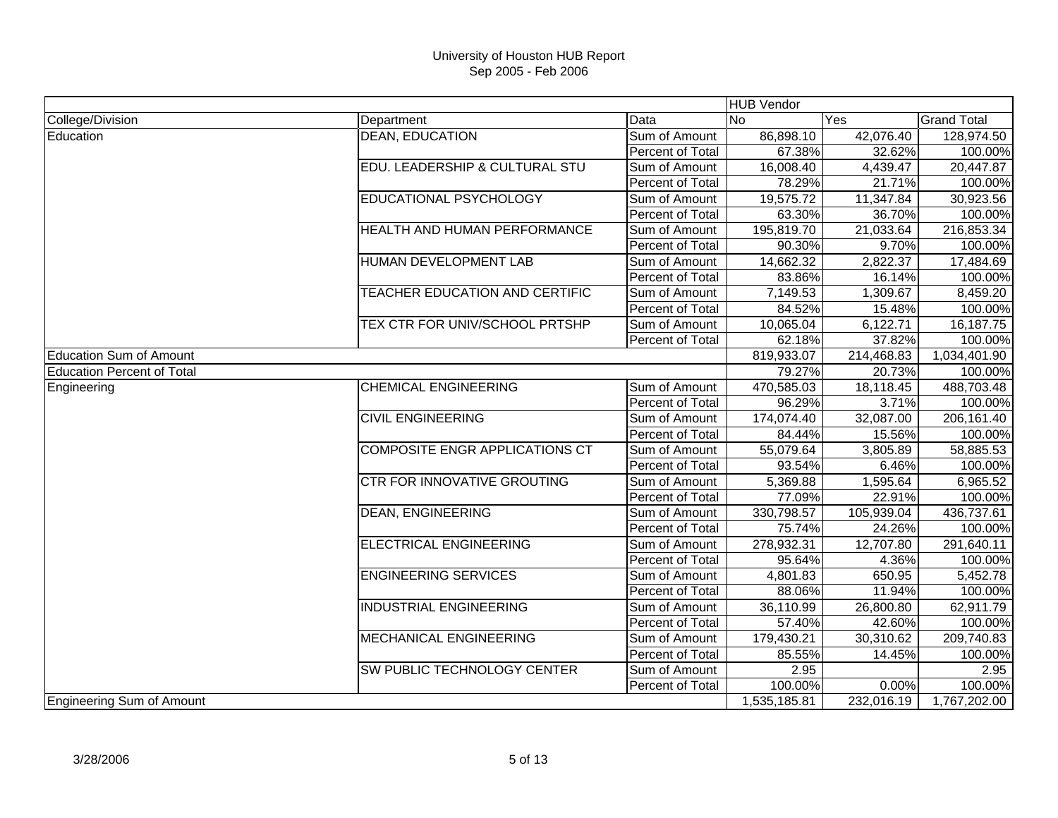University of Houston HUB Report
Sep 2005 - Feb 2006

| | | | HUB Vendor | | |
|---|---|---|---|---|---|
| College/Division | Department | Data | No | Yes | Grand Total |
| Education | DEAN, EDUCATION | Sum of Amount | 86,898.10 | 42,076.40 | 128,974.50 |
| | | Percent of Total | 67.38% | 32.62% | 100.00% |
| | EDU. LEADERSHIP & CULTURAL STU | Sum of Amount | 16,008.40 | 4,439.47 | 20,447.87 |
| | | Percent of Total | 78.29% | 21.71% | 100.00% |
| | EDUCATIONAL PSYCHOLOGY | Sum of Amount | 19,575.72 | 11,347.84 | 30,923.56 |
| | | Percent of Total | 63.30% | 36.70% | 100.00% |
| | HEALTH AND HUMAN PERFORMANCE | Sum of Amount | 195,819.70 | 21,033.64 | 216,853.34 |
| | | Percent of Total | 90.30% | 9.70% | 100.00% |
| | HUMAN DEVELOPMENT LAB | Sum of Amount | 14,662.32 | 2,822.37 | 17,484.69 |
| | | Percent of Total | 83.86% | 16.14% | 100.00% |
| | TEACHER EDUCATION AND CERTIFIC | Sum of Amount | 7,149.53 | 1,309.67 | 8,459.20 |
| | | Percent of Total | 84.52% | 15.48% | 100.00% |
| | TEX CTR FOR UNIV/SCHOOL PRTSHP | Sum of Amount | 10,065.04 | 6,122.71 | 16,187.75 |
| | | Percent of Total | 62.18% | 37.82% | 100.00% |
| Education Sum of Amount | | | 819,933.07 | 214,468.83 | 1,034,401.90 |
| Education Percent of Total | | | 79.27% | 20.73% | 100.00% |
| Engineering | CHEMICAL ENGINEERING | Sum of Amount | 470,585.03 | 18,118.45 | 488,703.48 |
| | | Percent of Total | 96.29% | 3.71% | 100.00% |
| | CIVIL ENGINEERING | Sum of Amount | 174,074.40 | 32,087.00 | 206,161.40 |
| | | Percent of Total | 84.44% | 15.56% | 100.00% |
| | COMPOSITE ENGR APPLICATIONS CT | Sum of Amount | 55,079.64 | 3,805.89 | 58,885.53 |
| | | Percent of Total | 93.54% | 6.46% | 100.00% |
| | CTR FOR INNOVATIVE GROUTING | Sum of Amount | 5,369.88 | 1,595.64 | 6,965.52 |
| | | Percent of Total | 77.09% | 22.91% | 100.00% |
| | DEAN, ENGINEERING | Sum of Amount | 330,798.57 | 105,939.04 | 436,737.61 |
| | | Percent of Total | 75.74% | 24.26% | 100.00% |
| | ELECTRICAL ENGINEERING | Sum of Amount | 278,932.31 | 12,707.80 | 291,640.11 |
| | | Percent of Total | 95.64% | 4.36% | 100.00% |
| | ENGINEERING SERVICES | Sum of Amount | 4,801.83 | 650.95 | 5,452.78 |
| | | Percent of Total | 88.06% | 11.94% | 100.00% |
| | INDUSTRIAL ENGINEERING | Sum of Amount | 36,110.99 | 26,800.80 | 62,911.79 |
| | | Percent of Total | 57.40% | 42.60% | 100.00% |
| | MECHANICAL ENGINEERING | Sum of Amount | 179,430.21 | 30,310.62 | 209,740.83 |
| | | Percent of Total | 85.55% | 14.45% | 100.00% |
| | SW PUBLIC TECHNOLOGY CENTER | Sum of Amount | 2.95 | | 2.95 |
| | | Percent of Total | 100.00% | 0.00% | 100.00% |
| Engineering Sum of Amount | | | 1,535,185.81 | 232,016.19 | 1,767,202.00 |

3/28/2006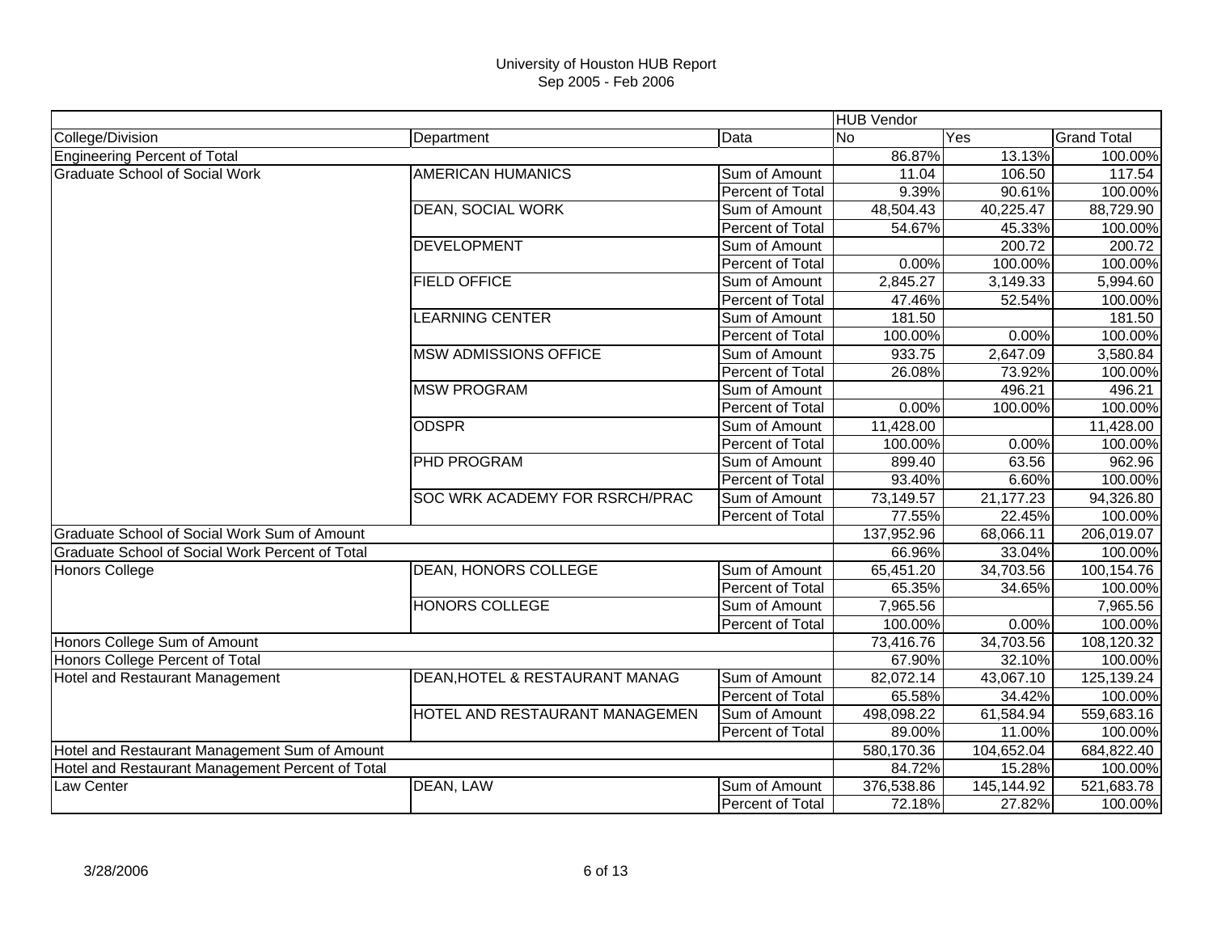# University of Houston HUB Report
## Sep 2005 - Feb 2006

| | | | HUB Vendor | | |
|---|---|---|---|---|---|
| College/Division | Department | Data | No | Yes | Grand Total |
| Engineering Percent of Total | | | 86.87% | 13.13% | 100.00% |
| Graduate School of Social Work | AMERICAN HUMANICS | Sum of Amount | 11.04 | 106.50 | 117.54 |
| | | Percent of Total | 9.39% | 90.61% | 100.00% |
| | DEAN, SOCIAL WORK | Sum of Amount | 48,504.43 | 40,225.47 | 88,729.90 |
| | | Percent of Total | 54.67% | 45.33% | 100.00% |
| | DEVELOPMENT | Sum of Amount | | 200.72 | 200.72 |
| | | Percent of Total | 0.00% | 100.00% | 100.00% |
| | FIELD OFFICE | Sum of Amount | 2,845.27 | 3,149.33 | 5,994.60 |
| | | Percent of Total | 47.46% | 52.54% | 100.00% |
| | LEARNING CENTER | Sum of Amount | 181.50 | | 181.50 |
| | | Percent of Total | 100.00% | 0.00% | 100.00% |
| | MSW ADMISSIONS OFFICE | Sum of Amount | 933.75 | 2,647.09 | 3,580.84 |
| | | Percent of Total | 26.08% | 73.92% | 100.00% |
| | MSW PROGRAM | Sum of Amount | | 496.21 | 496.21 |
| | | Percent of Total | 0.00% | 100.00% | 100.00% |
| | ODSPR | Sum of Amount | 11,428.00 | | 11,428.00 |
| | | Percent of Total | 100.00% | 0.00% | 100.00% |
| | PHD PROGRAM | Sum of Amount | 899.40 | 63.56 | 962.96 |
| | | Percent of Total | 93.40% | 6.60% | 100.00% |
| | SOC WRK ACADEMY FOR RSRCH/PRAC | Sum of Amount | 73,149.57 | 21,177.23 | 94,326.80 |
| | | Percent of Total | 77.55% | 22.45% | 100.00% |
| Graduate School of Social Work Sum of Amount | | | 137,952.96 | 68,066.11 | 206,019.07 |
| Graduate School of Social Work Percent of Total | | | 66.96% | 33.04% | 100.00% |
| Honors College | DEAN, HONORS COLLEGE | Sum of Amount | 65,451.20 | 34,703.56 | 100,154.76 |
| | | Percent of Total | 65.35% | 34.65% | 100.00% |
| | HONORS COLLEGE | Sum of Amount | 7,965.56 | | 7,965.56 |
| | | Percent of Total | 100.00% | 0.00% | 100.00% |
| Honors College Sum of Amount | | | 73,416.76 | 34,703.56 | 108,120.32 |
| Honors College Percent of Total | | | 67.90% | 32.10% | 100.00% |
| Hotel and Restaurant Management | DEAN,HOTEL & RESTAURANT MANAG | Sum of Amount | 82,072.14 | 43,067.10 | 125,139.24 |
| | | Percent of Total | 65.58% | 34.42% | 100.00% |
| | HOTEL AND RESTAURANT MANAGEMEN | Sum of Amount | 498,098.22 | 61,584.94 | 559,683.16 |
| | | Percent of Total | 89.00% | 11.00% | 100.00% |
| Hotel and Restaurant Management Sum of Amount | | | 580,170.36 | 104,652.04 | 684,822.40 |
| Hotel and Restaurant Management Percent of Total | | | 84.72% | 15.28% | 100.00% |
| Law Center | DEAN, LAW | Sum of Amount | 376,538.86 | 145,144.92 | 521,683.78 |
| | | Percent of Total | 72.18% | 27.82% | 100.00% |

3/28/2006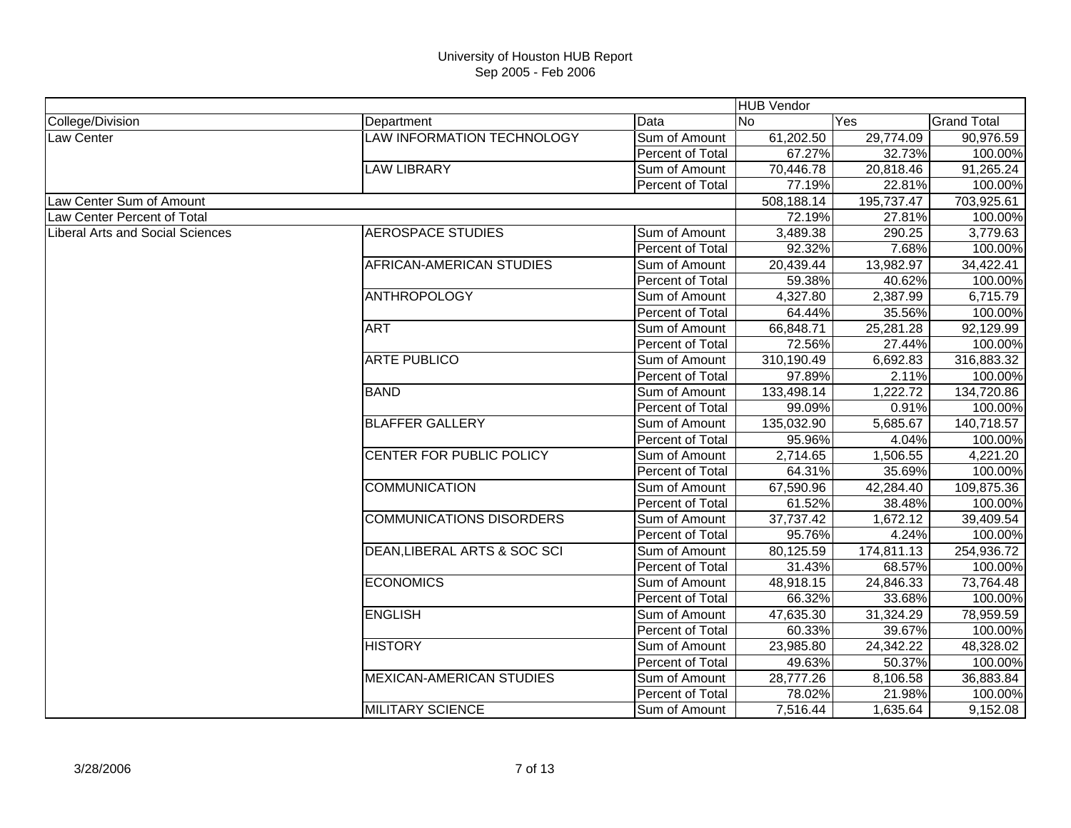# University of Houston HUB Report
## Sep 2005 - Feb 2006

| | | | HUB Vendor | | |
|---|---|---|---|---|---|
| College/Division | Department | Data | No | Yes | Grand Total |
| Law Center | LAW INFORMATION TECHNOLOGY | Sum of Amount | 61,202.50 | 29,774.09 | 90,976.59 |
| | | Percent of Total | 67.27% | 32.73% | 100.00% |
| | LAW LIBRARY | Sum of Amount | 70,446.78 | 20,818.46 | 91,265.24 |
| | | Percent of Total | 77.19% | 22.81% | 100.00% |
| Law Center Sum of Amount | | | 508,188.14 | 195,737.47 | 703,925.61 |
| Law Center Percent of Total | | | 72.19% | 27.81% | 100.00% |
| Liberal Arts and Social Sciences | AEROSPACE STUDIES | Sum of Amount | 3,489.38 | 290.25 | 3,779.63 |
| | | Percent of Total | 92.32% | 7.68% | 100.00% |
| | AFRICAN-AMERICAN STUDIES | Sum of Amount | 20,439.44 | 13,982.97 | 34,422.41 |
| | | Percent of Total | 59.38% | 40.62% | 100.00% |
| | ANTHROPOLOGY | Sum of Amount | 4,327.80 | 2,387.99 | 6,715.79 |
| | | Percent of Total | 64.44% | 35.56% | 100.00% |
| | ART | Sum of Amount | 66,848.71 | 25,281.28 | 92,129.99 |
| | | Percent of Total | 72.56% | 27.44% | 100.00% |
| | ARTE PUBLICO | Sum of Amount | 310,190.49 | 6,692.83 | 316,883.32 |
| | | Percent of Total | 97.89% | 2.11% | 100.00% |
| | BAND | Sum of Amount | 133,498.14 | 1,222.72 | 134,720.86 |
| | | Percent of Total | 99.09% | 0.91% | 100.00% |
| | BLAFFER GALLERY | Sum of Amount | 135,032.90 | 5,685.67 | 140,718.57 |
| | | Percent of Total | 95.96% | 4.04% | 100.00% |
| | CENTER FOR PUBLIC POLICY | Sum of Amount | 2,714.65 | 1,506.55 | 4,221.20 |
| | | Percent of Total | 64.31% | 35.69% | 100.00% |
| | COMMUNICATION | Sum of Amount | 67,590.96 | 42,284.40 | 109,875.36 |
| | | Percent of Total | 61.52% | 38.48% | 100.00% |
| | COMMUNICATIONS DISORDERS | Sum of Amount | 37,737.42 | 1,672.12 | 39,409.54 |
| | | Percent of Total | 95.76% | 4.24% | 100.00% |
| | DEAN,LIBERAL ARTS & SOC SCI | Sum of Amount | 80,125.59 | 174,811.13 | 254,936.72 |
| | | Percent of Total | 31.43% | 68.57% | 100.00% |
| | ECONOMICS | Sum of Amount | 48,918.15 | 24,846.33 | 73,764.48 |
| | | Percent of Total | 66.32% | 33.68% | 100.00% |
| | ENGLISH | Sum of Amount | 47,635.30 | 31,324.29 | 78,959.59 |
| | | Percent of Total | 60.33% | 39.67% | 100.00% |
| | HISTORY | Sum of Amount | 23,985.80 | 24,342.22 | 48,328.02 |
| | | Percent of Total | 49.63% | 50.37% | 100.00% |
| | MEXICAN-AMERICAN STUDIES | Sum of Amount | 28,777.26 | 8,106.58 | 36,883.84 |
| | | Percent of Total | 78.02% | 21.98% | 100.00% |
| | MILITARY SCIENCE | Sum of Amount | 7,516.44 | 1,635.64 | 9,152.08 |

3/28/2006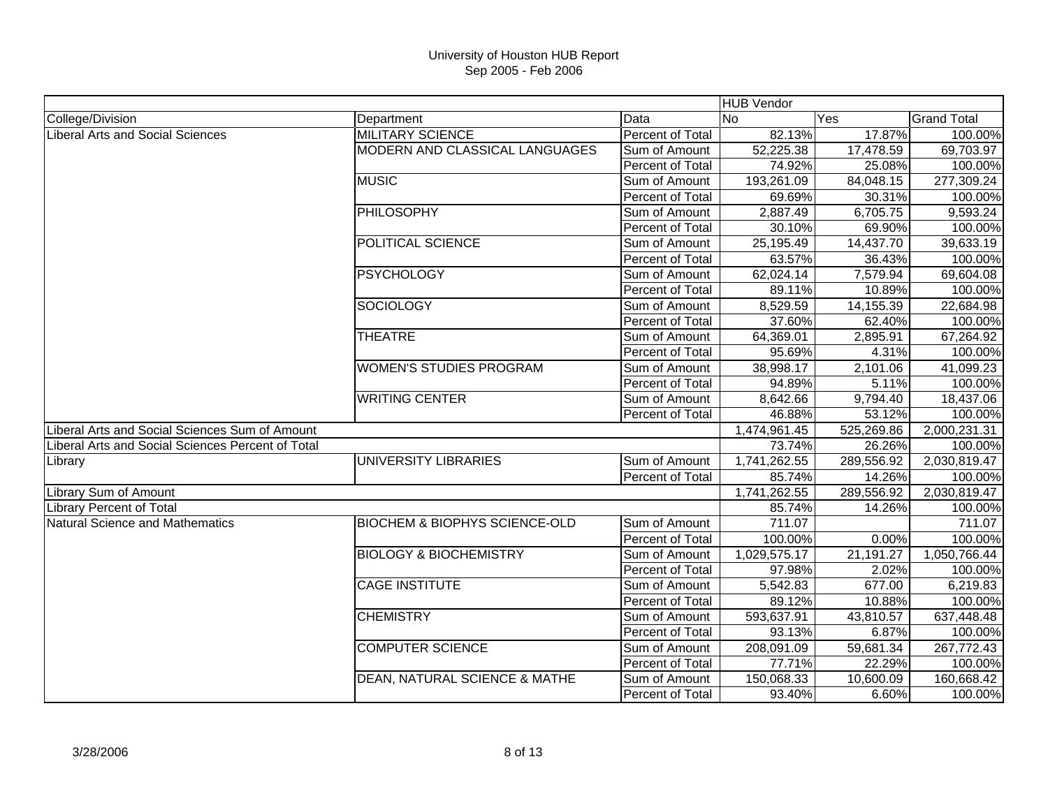University of Houston HUB Report
Sep 2005 - Feb 2006

| | | | HUB Vendor | | |
|---|---|---|---|---|---|
| College/Division | Department | Data | No | Yes | Grand Total |
| Liberal Arts and Social Sciences | MILITARY SCIENCE | Percent of Total | 82.13% | 17.87% | 100.00% |
| | MODERN AND CLASSICAL LANGUAGES | Sum of Amount | 52,225.38 | 17,478.59 | 69,703.97 |
| | | Percent of Total | 74.92% | 25.08% | 100.00% |
| | MUSIC | Sum of Amount | 193,261.09 | 84,048.15 | 277,309.24 |
| | | Percent of Total | 69.69% | 30.31% | 100.00% |
| | PHILOSOPHY | Sum of Amount | 2,887.49 | 6,705.75 | 9,593.24 |
| | | Percent of Total | 30.10% | 69.90% | 100.00% |
| | POLITICAL SCIENCE | Sum of Amount | 25,195.49 | 14,437.70 | 39,633.19 |
| | | Percent of Total | 63.57% | 36.43% | 100.00% |
| | PSYCHOLOGY | Sum of Amount | 62,024.14 | 7,579.94 | 69,604.08 |
| | | Percent of Total | 89.11% | 10.89% | 100.00% |
| | SOCIOLOGY | Sum of Amount | 8,529.59 | 14,155.39 | 22,684.98 |
| | | Percent of Total | 37.60% | 62.40% | 100.00% |
| | THEATRE | Sum of Amount | 64,369.01 | 2,895.91 | 67,264.92 |
| | | Percent of Total | 95.69% | 4.31% | 100.00% |
| | WOMEN'S STUDIES PROGRAM | Sum of Amount | 38,998.17 | 2,101.06 | 41,099.23 |
| | | Percent of Total | 94.89% | 5.11% | 100.00% |
| | WRITING CENTER | Sum of Amount | 8,642.66 | 9,794.40 | 18,437.06 |
| | | Percent of Total | 46.88% | 53.12% | 100.00% |
| Liberal Arts and Social Sciences Sum of Amount | | | 1,474,961.45 | 525,269.86 | 2,000,231.31 |
| Liberal Arts and Social Sciences Percent of Total | | | 73.74% | 26.26% | 100.00% |
| Library | UNIVERSITY LIBRARIES | Sum of Amount | 1,741,262.55 | 289,556.92 | 2,030,819.47 |
| | | Percent of Total | 85.74% | 14.26% | 100.00% |
| Library Sum of Amount | | | 1,741,262.55 | 289,556.92 | 2,030,819.47 |
| Library Percent of Total | | | 85.74% | 14.26% | 100.00% |
| Natural Science and Mathematics | BIOCHEM & BIOPHYS SCIENCE-OLD | Sum of Amount | 711.07 | | 711.07 |
| | | Percent of Total | 100.00% | 0.00% | 100.00% |
| | BIOLOGY & BIOCHEMISTRY | Sum of Amount | 1,029,575.17 | 21,191.27 | 1,050,766.44 |
| | | Percent of Total | 97.98% | 2.02% | 100.00% |
| | CAGE INSTITUTE | Sum of Amount | 5,542.83 | 677.00 | 6,219.83 |
| | | Percent of Total | 89.12% | 10.88% | 100.00% |
| | CHEMISTRY | Sum of Amount | 593,637.91 | 43,810.57 | 637,448.48 |
| | | Percent of Total | 93.13% | 6.87% | 100.00% |
| | COMPUTER SCIENCE | Sum of Amount | 208,091.09 | 59,681.34 | 267,772.43 |
| | | Percent of Total | 77.71% | 22.29% | 100.00% |
| | DEAN, NATURAL SCIENCE & MATHE | Sum of Amount | 150,068.33 | 10,600.09 | 160,668.42 |
| | | Percent of Total | 93.40% | 6.60% | 100.00% |

3/28/2006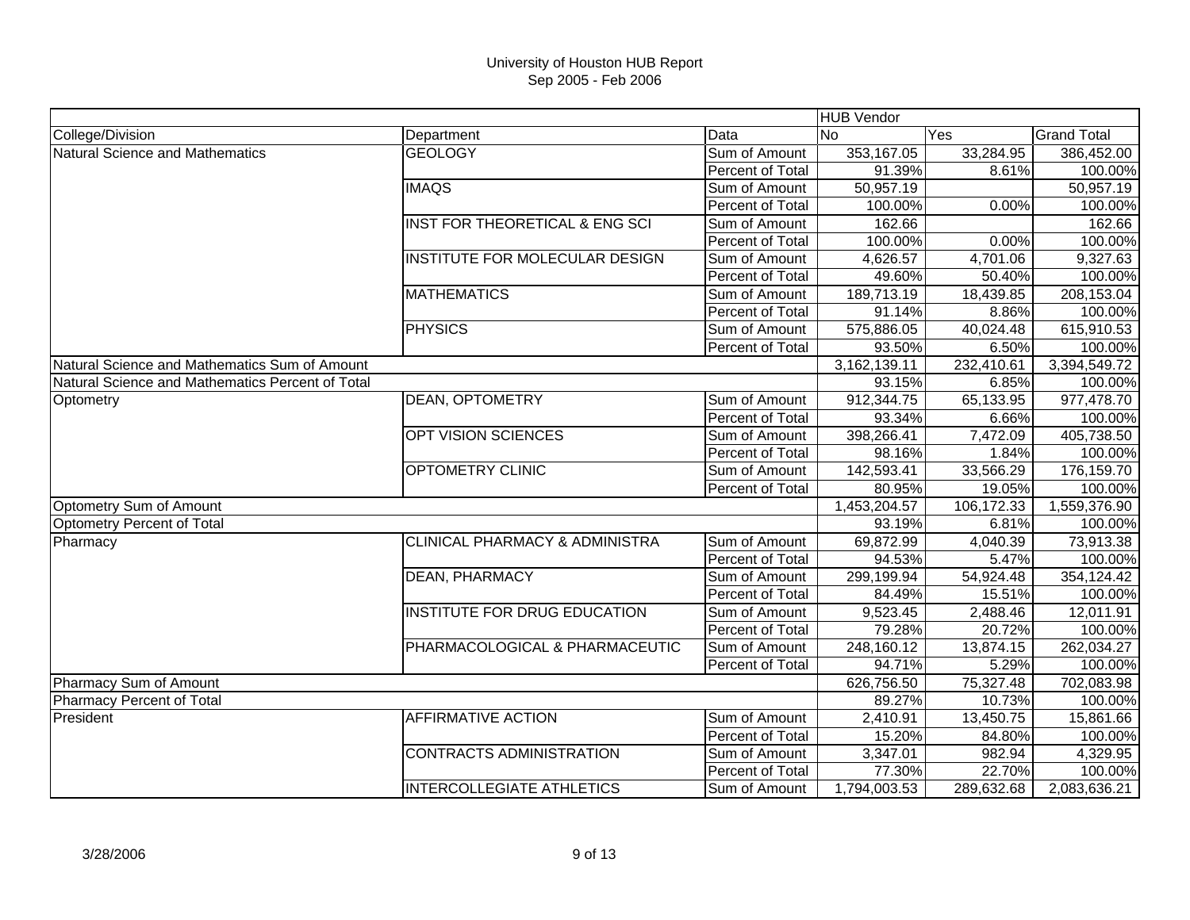# University of Houston HUB Report
Sep 2005 - Feb 2006

| | | | HUB Vendor | | |
|---|---|---|---|---|---|
| College/Division | Department | Data | No | Yes | Grand Total |
| Natural Science and Mathematics | GEOLOGY | Sum of Amount | 353,167.05 | 33,284.95 | 386,452.00 |
| | | Percent of Total | 91.39% | 8.61% | 100.00% |
| | IMAQS | Sum of Amount | 50,957.19 | | 50,957.19 |
| | | Percent of Total | 100.00% | 0.00% | 100.00% |
| | INST FOR THEORETICAL & ENG SCI | Sum of Amount | 162.66 | | 162.66 |
| | | Percent of Total | 100.00% | 0.00% | 100.00% |
| | INSTITUTE FOR MOLECULAR DESIGN | Sum of Amount | 4,626.57 | 4,701.06 | 9,327.63 |
| | | Percent of Total | 49.60% | 50.40% | 100.00% |
| | MATHEMATICS | Sum of Amount | 189,713.19 | 18,439.85 | 208,153.04 |
| | | Percent of Total | 91.14% | 8.86% | 100.00% |
| | PHYSICS | Sum of Amount | 575,886.05 | 40,024.48 | 615,910.53 |
| | | Percent of Total | 93.50% | 6.50% | 100.00% |
| Natural Science and Mathematics Sum of Amount | | | 3,162,139.11 | 232,410.61 | 3,394,549.72 |
| Natural Science and Mathematics Percent of Total | | | 93.15% | 6.85% | 100.00% |
| Optometry | DEAN, OPTOMETRY | Sum of Amount | 912,344.75 | 65,133.95 | 977,478.70 |
| | | Percent of Total | 93.34% | 6.66% | 100.00% |
| | OPT VISION SCIENCES | Sum of Amount | 398,266.41 | 7,472.09 | 405,738.50 |
| | | Percent of Total | 98.16% | 1.84% | 100.00% |
| | OPTOMETRY CLINIC | Sum of Amount | 142,593.41 | 33,566.29 | 176,159.70 |
| | | Percent of Total | 80.95% | 19.05% | 100.00% |
| Optometry Sum of Amount | | | 1,453,204.57 | 106,172.33 | 1,559,376.90 |
| Optometry Percent of Total | | | 93.19% | 6.81% | 100.00% |
| Pharmacy | CLINICAL PHARMACY & ADMINISTRA | Sum of Amount | 69,872.99 | 4,040.39 | 73,913.38 |
| | | Percent of Total | 94.53% | 5.47% | 100.00% |
| | DEAN, PHARMACY | Sum of Amount | 299,199.94 | 54,924.48 | 354,124.42 |
| | | Percent of Total | 84.49% | 15.51% | 100.00% |
| | INSTITUTE FOR DRUG EDUCATION | Sum of Amount | 9,523.45 | 2,488.46 | 12,011.91 |
| | | Percent of Total | 79.28% | 20.72% | 100.00% |
| | PHARMACOLOGICAL & PHARMACEUTIC | Sum of Amount | 248,160.12 | 13,874.15 | 262,034.27 |
| | | Percent of Total | 94.71% | 5.29% | 100.00% |
| Pharmacy Sum of Amount | | | 626,756.50 | 75,327.48 | 702,083.98 |
| Pharmacy Percent of Total | | | 89.27% | 10.73% | 100.00% |
| President | AFFIRMATIVE ACTION | Sum of Amount | 2,410.91 | 13,450.75 | 15,861.66 |
| | | Percent of Total | 15.20% | 84.80% | 100.00% |
| | CONTRACTS ADMINISTRATION | Sum of Amount | 3,347.01 | 982.94 | 4,329.95 |
| | | Percent of Total | 77.30% | 22.70% | 100.00% |
| | INTERCOLLEGIATE ATHLETICS | Sum of Amount | 1,794,003.53 | 289,632.68 | 2,083,636.21 |

3/28/2006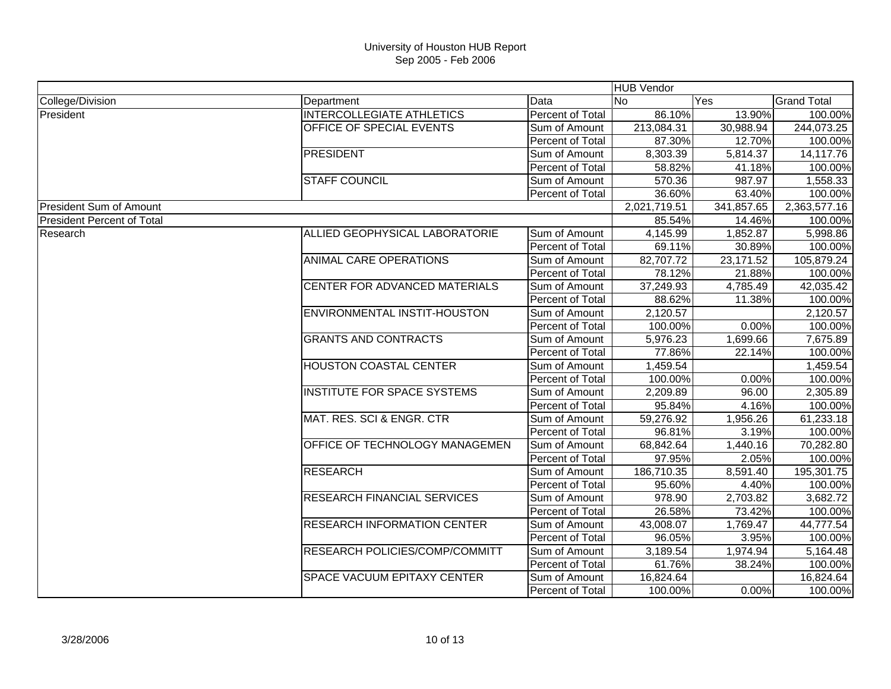# University of Houston HUB Report
## Sep 2005 - Feb 2006

| | | | HUB Vendor | | |
|---|---|---|---|---|---|
| College/Division | Department | Data | No | Yes | Grand Total |
| President | INTERCOLLEGIATE ATHLETICS | Percent of Total | 86.10% | 13.90% | 100.00% |
| | OFFICE OF SPECIAL EVENTS | Sum of Amount | 213,084.31 | 30,988.94 | 244,073.25 |
| | | Percent of Total | 87.30% | 12.70% | 100.00% |
| | PRESIDENT | Sum of Amount | 8,303.39 | 5,814.37 | 14,117.76 |
| | | Percent of Total | 58.82% | 41.18% | 100.00% |
| | STAFF COUNCIL | Sum of Amount | 570.36 | 987.97 | 1,558.33 |
| | | Percent of Total | 36.60% | 63.40% | 100.00% |
| President Sum of Amount | | | 2,021,719.51 | 341,857.65 | 2,363,577.16 |
| President Percent of Total | | | 85.54% | 14.46% | 100.00% |
| Research | ALLIED GEOPHYSICAL LABORATORIE | Sum of Amount | 4,145.99 | 1,852.87 | 5,998.86 |
| | | Percent of Total | 69.11% | 30.89% | 100.00% |
| | ANIMAL CARE OPERATIONS | Sum of Amount | 82,707.72 | 23,171.52 | 105,879.24 |
| | | Percent of Total | 78.12% | 21.88% | 100.00% |
| | CENTER FOR ADVANCED MATERIALS | Sum of Amount | 37,249.93 | 4,785.49 | 42,035.42 |
| | | Percent of Total | 88.62% | 11.38% | 100.00% |
| | ENVIRONMENTAL INSTIT-HOUSTON | Sum of Amount | 2,120.57 | | 2,120.57 |
| | | Percent of Total | 100.00% | 0.00% | 100.00% |
| | GRANTS AND CONTRACTS | Sum of Amount | 5,976.23 | 1,699.66 | 7,675.89 |
| | | Percent of Total | 77.86% | 22.14% | 100.00% |
| | HOUSTON COASTAL CENTER | Sum of Amount | 1,459.54 | | 1,459.54 |
| | | Percent of Total | 100.00% | 0.00% | 100.00% |
| | INSTITUTE FOR SPACE SYSTEMS | Sum of Amount | 2,209.89 | 96.00 | 2,305.89 |
| | | Percent of Total | 95.84% | 4.16% | 100.00% |
| | MAT. RES. SCI & ENGR. CTR | Sum of Amount | 59,276.92 | 1,956.26 | 61,233.18 |
| | | Percent of Total | 96.81% | 3.19% | 100.00% |
| | OFFICE OF TECHNOLOGY MANAGEMEN | Sum of Amount | 68,842.64 | 1,440.16 | 70,282.80 |
| | | Percent of Total | 97.95% | 2.05% | 100.00% |
| | RESEARCH | Sum of Amount | 186,710.35 | 8,591.40 | 195,301.75 |
| | | Percent of Total | 95.60% | 4.40% | 100.00% |
| | RESEARCH FINANCIAL SERVICES | Sum of Amount | 978.90 | 2,703.82 | 3,682.72 |
| | | Percent of Total | 26.58% | 73.42% | 100.00% |
| | RESEARCH INFORMATION CENTER | Sum of Amount | 43,008.07 | 1,769.47 | 44,777.54 |
| | | Percent of Total | 96.05% | 3.95% | 100.00% |
| | RESEARCH POLICIES/COMP/COMMITT | Sum of Amount | 3,189.54 | 1,974.94 | 5,164.48 |
| | | Percent of Total | 61.76% | 38.24% | 100.00% |
| | SPACE VACUUM EPITAXY CENTER | Sum of Amount | 16,824.64 | | 16,824.64 |
| | | Percent of Total | 100.00% | 0.00% | 100.00% |

3/28/2006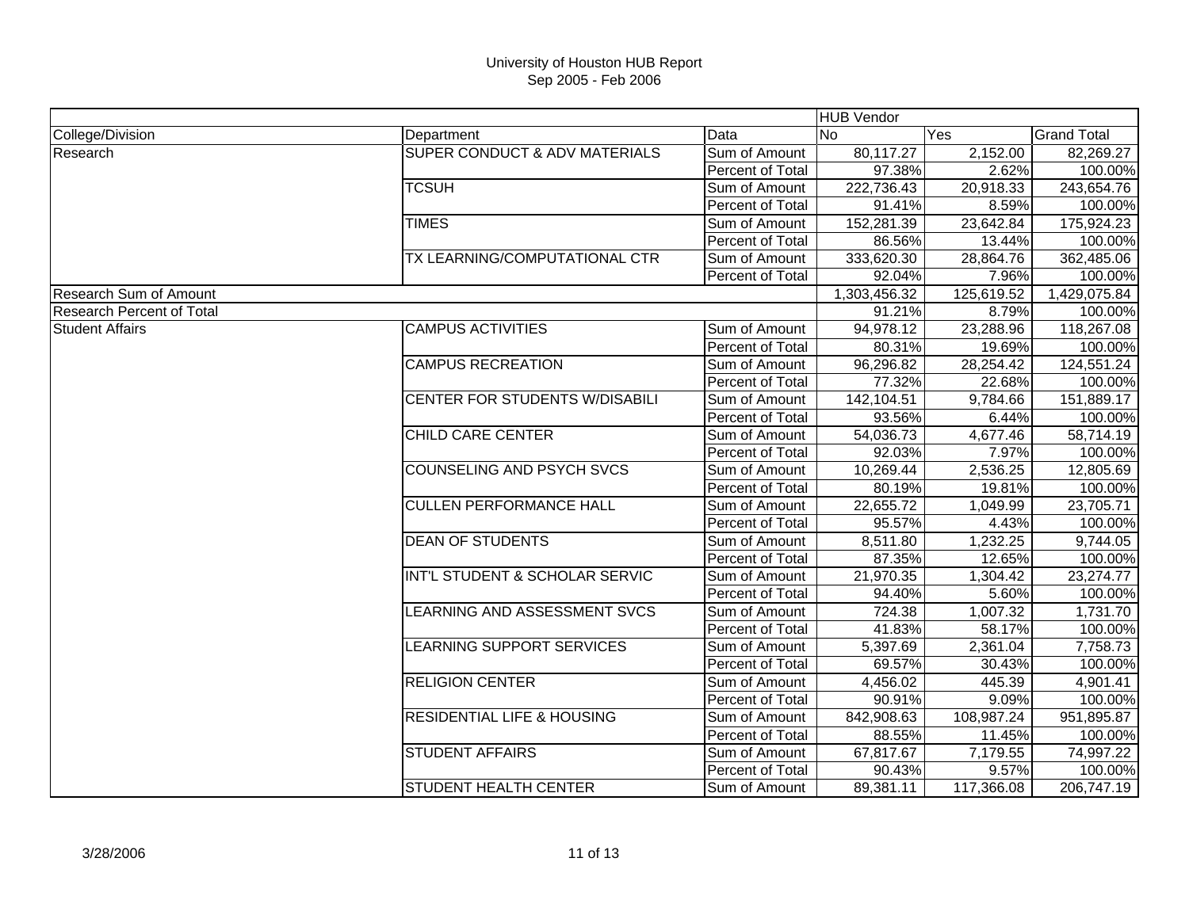# University of Houston HUB Report
## Sep 2005 - Feb 2006

| | | | HUB Vendor | | |
|---|---|---|---|---|---|
| College/Division | Department | Data | No | Yes | Grand Total |
| Research | SUPER CONDUCT & ADV MATERIALS | Sum of Amount | 80,117.27 | 2,152.00 | 82,269.27 |
| | | Percent of Total | 97.38% | 2.62% | 100.00% |
| | TCSUH | Sum of Amount | 222,736.43 | 20,918.33 | 243,654.76 |
| | | Percent of Total | 91.41% | 8.59% | 100.00% |
| | TIMES | Sum of Amount | 152,281.39 | 23,642.84 | 175,924.23 |
| | | Percent of Total | 86.56% | 13.44% | 100.00% |
| | TX LEARNING/COMPUTATIONAL CTR | Sum of Amount | 333,620.30 | 28,864.76 | 362,485.06 |
| | | Percent of Total | 92.04% | 7.96% | 100.00% |
| Research Sum of Amount | | | 1,303,456.32 | 125,619.52 | 1,429,075.84 |
| Research Percent of Total | | | 91.21% | 8.79% | 100.00% |
| Student Affairs | CAMPUS ACTIVITIES | Sum of Amount | 94,978.12 | 23,288.96 | 118,267.08 |
| | | Percent of Total | 80.31% | 19.69% | 100.00% |
| | CAMPUS RECREATION | Sum of Amount | 96,296.82 | 28,254.42 | 124,551.24 |
| | | Percent of Total | 77.32% | 22.68% | 100.00% |
| | CENTER FOR STUDENTS W/DISABILI | Sum of Amount | 142,104.51 | 9,784.66 | 151,889.17 |
| | | Percent of Total | 93.56% | 6.44% | 100.00% |
| | CHILD CARE CENTER | Sum of Amount | 54,036.73 | 4,677.46 | 58,714.19 |
| | | Percent of Total | 92.03% | 7.97% | 100.00% |
| | COUNSELING AND PSYCH SVCS | Sum of Amount | 10,269.44 | 2,536.25 | 12,805.69 |
| | | Percent of Total | 80.19% | 19.81% | 100.00% |
| | CULLEN PERFORMANCE HALL | Sum of Amount | 22,655.72 | 1,049.99 | 23,705.71 |
| | | Percent of Total | 95.57% | 4.43% | 100.00% |
| | DEAN OF STUDENTS | Sum of Amount | 8,511.80 | 1,232.25 | 9,744.05 |
| | | Percent of Total | 87.35% | 12.65% | 100.00% |
| | INT'L STUDENT & SCHOLAR SERVIC | Sum of Amount | 21,970.35 | 1,304.42 | 23,274.77 |
| | | Percent of Total | 94.40% | 5.60% | 100.00% |
| | LEARNING AND ASSESSMENT SVCS | Sum of Amount | 724.38 | 1,007.32 | 1,731.70 |
| | | Percent of Total | 41.83% | 58.17% | 100.00% |
| | LEARNING SUPPORT SERVICES | Sum of Amount | 5,397.69 | 2,361.04 | 7,758.73 |
| | | Percent of Total | 69.57% | 30.43% | 100.00% |
| | RELIGION CENTER | Sum of Amount | 4,456.02 | 445.39 | 4,901.41 |
| | | Percent of Total | 90.91% | 9.09% | 100.00% |
| | RESIDENTIAL LIFE & HOUSING | Sum of Amount | 842,908.63 | 108,987.24 | 951,895.87 |
| | | Percent of Total | 88.55% | 11.45% | 100.00% |
| | STUDENT AFFAIRS | Sum of Amount | 67,817.67 | 7,179.55 | 74,997.22 |
| | | Percent of Total | 90.43% | 9.57% | 100.00% |
| | STUDENT HEALTH CENTER | Sum of Amount | 89,381.11 | 117,366.08 | 206,747.19 |

3/28/2006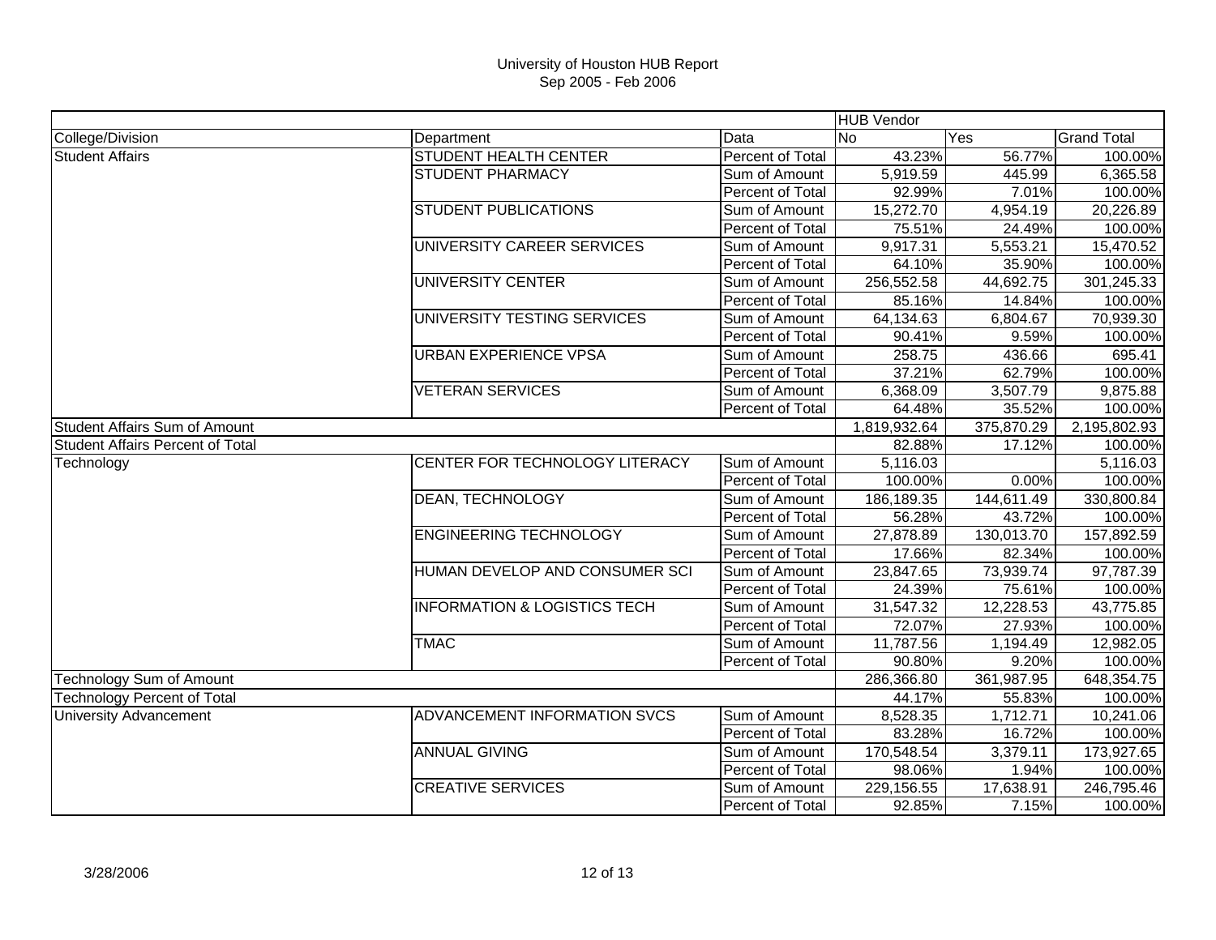# University of Houston HUB Report
## Sep 2005 - Feb 2006

| | | | HUB Vendor | | |
|---|---|---|---|---|---|
| College/Division | Department | Data | No | Yes | Grand Total |
| Student Affairs | STUDENT HEALTH CENTER | Percent of Total | 43.23% | 56.77% | 100.00% |
| | STUDENT PHARMACY | Sum of Amount | 5,919.59 | 445.99 | 6,365.58 |
| | | Percent of Total | 92.99% | 7.01% | 100.00% |
| | STUDENT PUBLICATIONS | Sum of Amount | 15,272.70 | 4,954.19 | 20,226.89 |
| | | Percent of Total | 75.51% | 24.49% | 100.00% |
| | UNIVERSITY CAREER SERVICES | Sum of Amount | 9,917.31 | 5,553.21 | 15,470.52 |
| | | Percent of Total | 64.10% | 35.90% | 100.00% |
| | UNIVERSITY CENTER | Sum of Amount | 256,552.58 | 44,692.75 | 301,245.33 |
| | | Percent of Total | 85.16% | 14.84% | 100.00% |
| | UNIVERSITY TESTING SERVICES | Sum of Amount | 64,134.63 | 6,804.67 | 70,939.30 |
| | | Percent of Total | 90.41% | 9.59% | 100.00% |
| | URBAN EXPERIENCE VPSA | Sum of Amount | 258.75 | 436.66 | 695.41 |
| | | Percent of Total | 37.21% | 62.79% | 100.00% |
| | VETERAN SERVICES | Sum of Amount | 6,368.09 | 3,507.79 | 9,875.88 |
| | | Percent of Total | 64.48% | 35.52% | 100.00% |
| Student Affairs Sum of Amount | | | 1,819,932.64 | 375,870.29 | 2,195,802.93 |
| Student Affairs Percent of Total | | | 82.88% | 17.12% | 100.00% |
| Technology | CENTER FOR TECHNOLOGY LITERACY | Sum of Amount | 5,116.03 | | 5,116.03 |
| | | Percent of Total | 100.00% | 0.00% | 100.00% |
| | DEAN, TECHNOLOGY | Sum of Amount | 186,189.35 | 144,611.49 | 330,800.84 |
| | | Percent of Total | 56.28% | 43.72% | 100.00% |
| | ENGINEERING TECHNOLOGY | Sum of Amount | 27,878.89 | 130,013.70 | 157,892.59 |
| | | Percent of Total | 17.66% | 82.34% | 100.00% |
| | HUMAN DEVELOP AND CONSUMER SCI | Sum of Amount | 23,847.65 | 73,939.74 | 97,787.39 |
| | | Percent of Total | 24.39% | 75.61% | 100.00% |
| | INFORMATION & LOGISTICS TECH | Sum of Amount | 31,547.32 | 12,228.53 | 43,775.85 |
| | | Percent of Total | 72.07% | 27.93% | 100.00% |
| | TMAC | Sum of Amount | 11,787.56 | 1,194.49 | 12,982.05 |
| | | Percent of Total | 90.80% | 9.20% | 100.00% |
| Technology Sum of Amount | | | 286,366.80 | 361,987.95 | 648,354.75 |
| Technology Percent of Total | | | 44.17% | 55.83% | 100.00% |
| University Advancement | ADVANCEMENT INFORMATION SVCS | Sum of Amount | 8,528.35 | 1,712.71 | 10,241.06 |
| | | Percent of Total | 83.28% | 16.72% | 100.00% |
| | ANNUAL GIVING | Sum of Amount | 170,548.54 | 3,379.11 | 173,927.65 |
| | | Percent of Total | 98.06% | 1.94% | 100.00% |
| | CREATIVE SERVICES | Sum of Amount | 229,156.55 | 17,638.91 | 246,795.46 |
| | | Percent of Total | 92.85% | 7.15% | 100.00% |

3/28/2006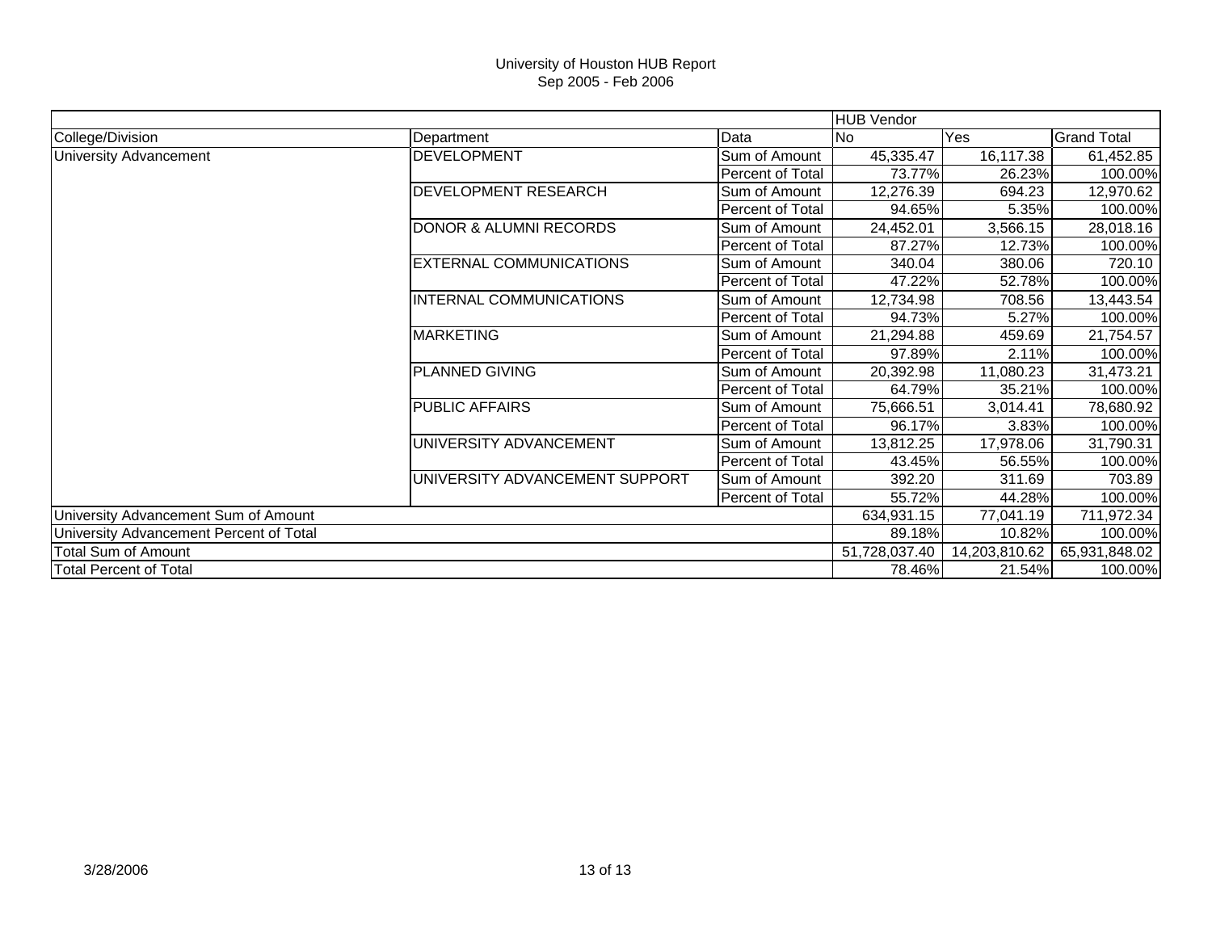University of Houston HUB Report
Sep 2005 - Feb 2006

| | | | HUB Vendor | | |
|---|---|---|---|---|---|
| College/Division | Department | Data | No | Yes | Grand Total |
| University Advancement | DEVELOPMENT | Sum of Amount | 45,335.47 | 16,117.38 | 61,452.85 |
| | | Percent of Total | 73.77% | 26.23% | 100.00% |
| | DEVELOPMENT RESEARCH | Sum of Amount | 12,276.39 | 694.23 | 12,970.62 |
| | | Percent of Total | 94.65% | 5.35% | 100.00% |
| | DONOR & ALUMNI RECORDS | Sum of Amount | 24,452.01 | 3,566.15 | 28,018.16 |
| | | Percent of Total | 87.27% | 12.73% | 100.00% |
| | EXTERNAL COMMUNICATIONS | Sum of Amount | 340.04 | 380.06 | 720.10 |
| | | Percent of Total | 47.22% | 52.78% | 100.00% |
| | INTERNAL COMMUNICATIONS | Sum of Amount | 12,734.98 | 708.56 | 13,443.54 |
| | | Percent of Total | 94.73% | 5.27% | 100.00% |
| | MARKETING | Sum of Amount | 21,294.88 | 459.69 | 21,754.57 |
| | | Percent of Total | 97.89% | 2.11% | 100.00% |
| | PLANNED GIVING | Sum of Amount | 20,392.98 | 11,080.23 | 31,473.21 |
| | | Percent of Total | 64.79% | 35.21% | 100.00% |
| | PUBLIC AFFAIRS | Sum of Amount | 75,666.51 | 3,014.41 | 78,680.92 |
| | | Percent of Total | 96.17% | 3.83% | 100.00% |
| | UNIVERSITY ADVANCEMENT | Sum of Amount | 13,812.25 | 17,978.06 | 31,790.31 |
| | | Percent of Total | 43.45% | 56.55% | 100.00% |
| | UNIVERSITY ADVANCEMENT SUPPORT | Sum of Amount | 392.20 | 311.69 | 703.89 |
| | | Percent of Total | 55.72% | 44.28% | 100.00% |
| University Advancement Sum of Amount | | | 634,931.15 | 77,041.19 | 711,972.34 |
| University Advancement Percent of Total | | | 89.18% | 10.82% | 100.00% |
| Total Sum of Amount | | | 51,728,037.40 | 14,203,810.62 | 65,931,848.02 |
| Total Percent of Total | | | 78.46% | 21.54% | 100.00% |

3/28/2006